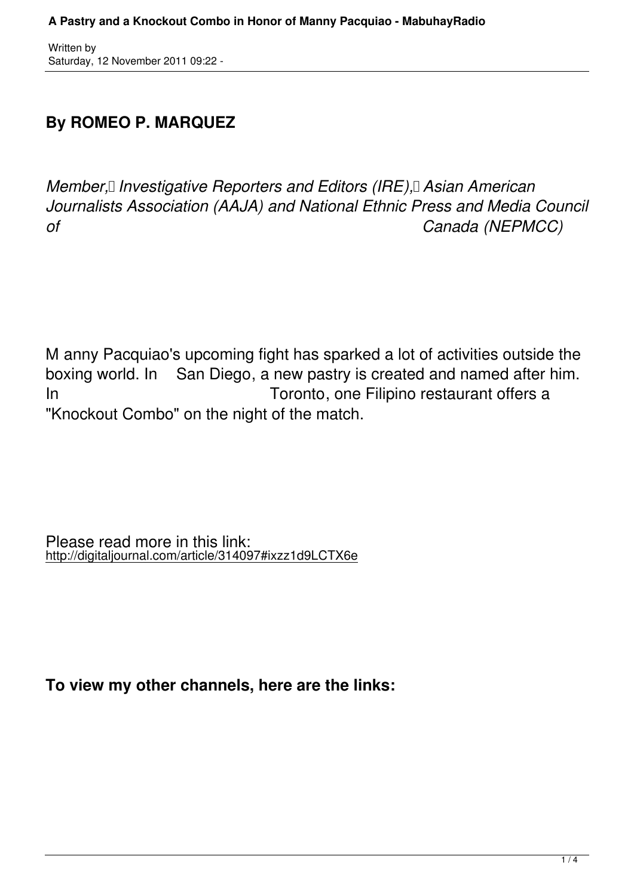## By ROMEO P. MARQUEZ

*Member, Investigative Reporters and Editors (IRE), Asian American Journalists Association (AAJA) and National Ethnic Press and Media Council of Canada (NEPMCC)*

Manny Pacquiao's upcoming fight has sparked a lot of activities outside the boxing world. In San Diego, a new pastry is created and named after him. In Toronto, one Filipino restaurant offers a "Knockout Combo" on the night of the match.

Please read more in this link:
http://digitaljournal.com/article/314097#ixzz1d9LCTX6e

**To view my other channels, here are the links:**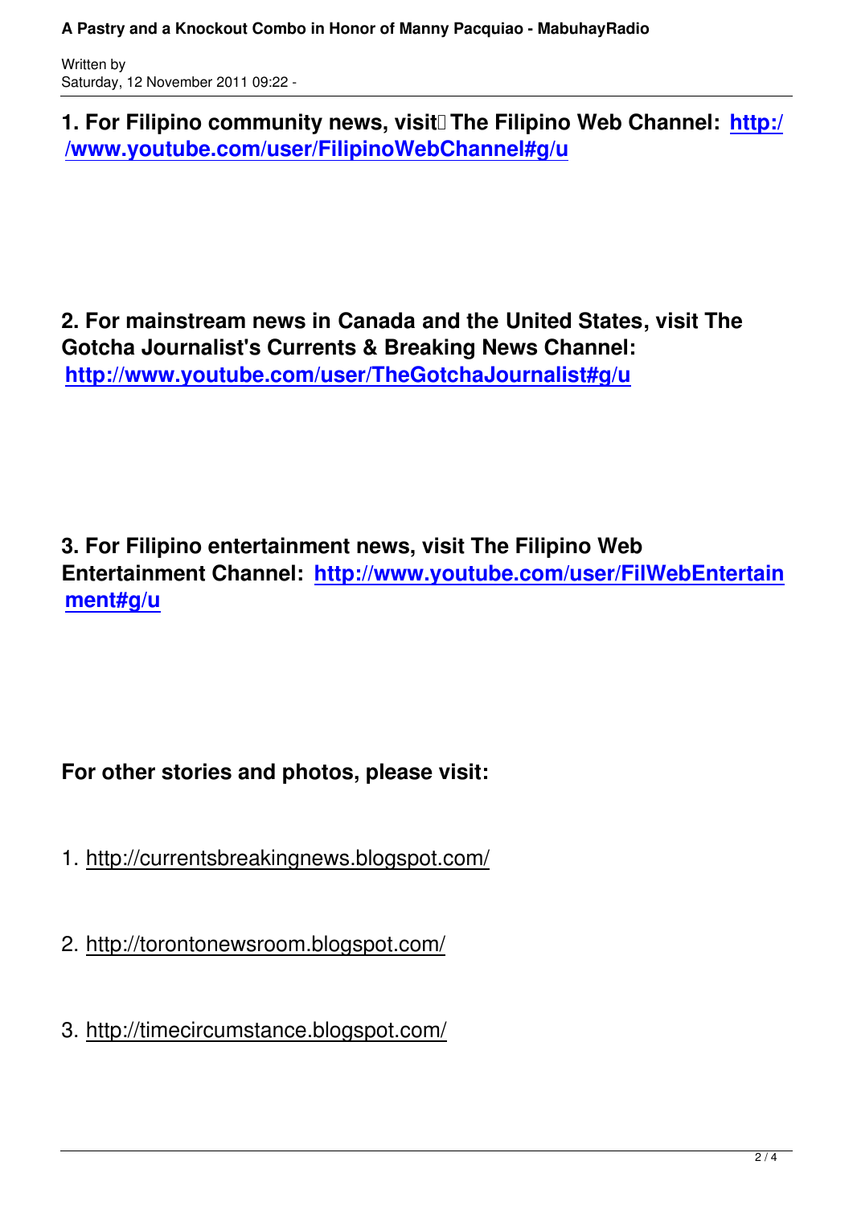**1. For Filipino community news, visit The Filipino Web Channel: http://www.youtube.com/user/FilipinoWebChannel#g/u**

**2. For mainstream news in Canada and the United States, visit The Gotcha Journalist's Currents & Breaking News Channel: http://www.youtube.com/user/TheGotchaJournalist#g/u**

**3. For Filipino entertainment news, visit The Filipino Web Entertainment Channel: http://www.youtube.com/user/FilWebEntertainment#g/u**

**For other stories and photos, please visit:**

1. http://currentsbreakingnews.blogspot.com/

2. http://torontonewsroom.blogspot.com/

3. http://timecircumstance.blogspot.com/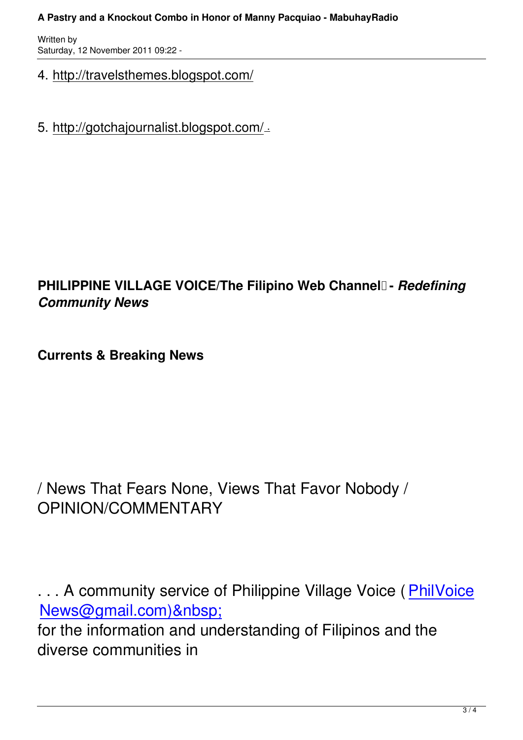4. http://travelsthemes.blogspot.com/

5. http://gotchajournalist.blogspot.com/ .

**PHILIPPINE VILLAGE VOICE/The Filipino Web Channel - *Redefining Community News***

**Currents & Breaking News**

/ News That Fears None, Views That Favor Nobody / OPINION/COMMENTARY

. . . A community service of Philippine Village Voice ( PhilVoice News@gmail.com)&nbsp;
for the information and understanding of Filipinos and the diverse communities in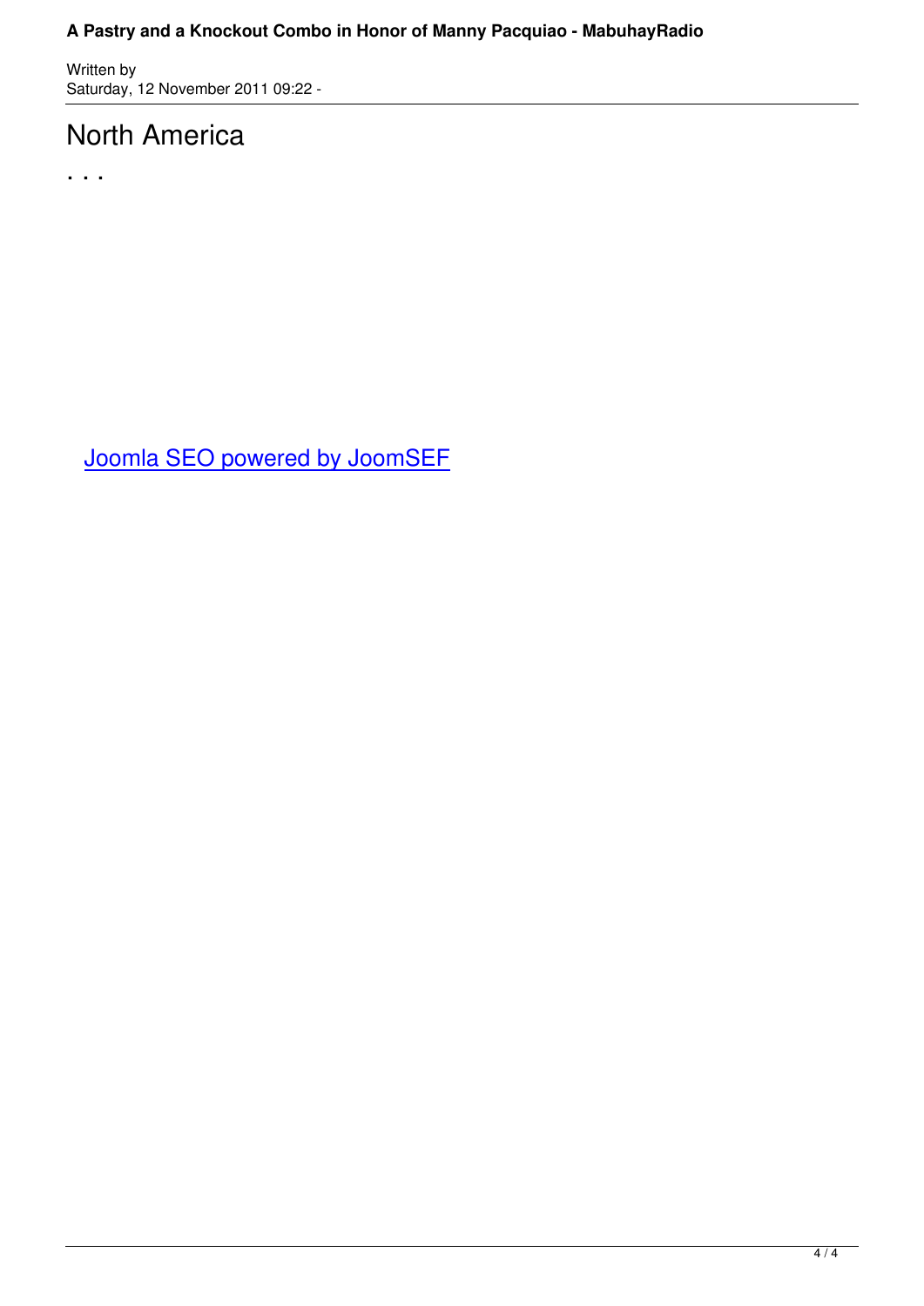# North America

. . .

[Joomla SEO powered by JoomSEF]